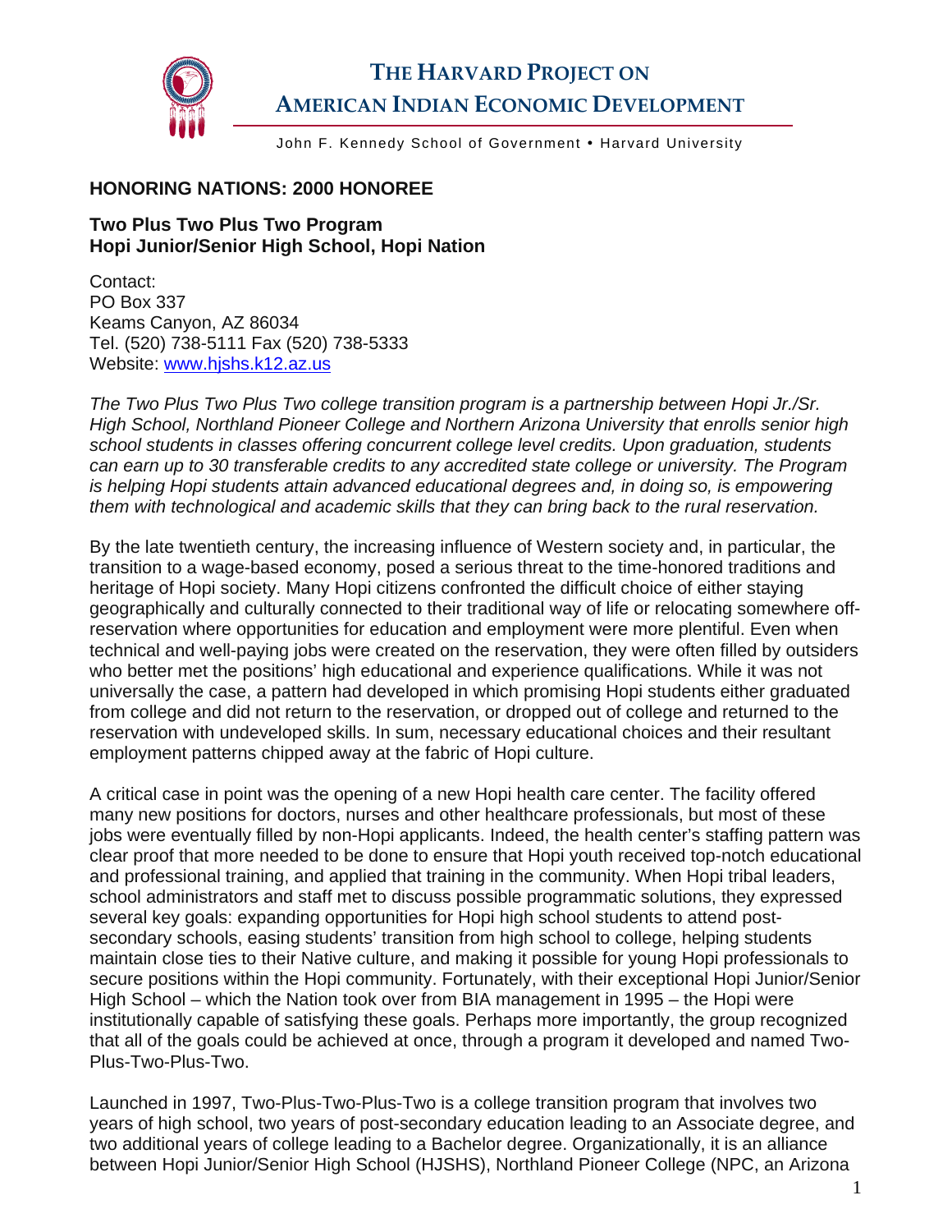# THE HARVARD PROJECT ON AMERICAN INDIAN ECONOMIC DEVELOPMENT

John F. Kennedy School of Government • Harvard University

## HONORING NATIONS: 2000 HONOREE

### Two Plus Two Plus Two Program
### Hopi Junior/Senior High School, Hopi Nation

Contact:
PO Box 337
Keams Canyon, AZ 86034
Tel. (520) 738-5111 Fax (520) 738-5333
Website: [www.hjshs.k12.az.us](www.hjshs.k12.az.us)

*The Two Plus Two Plus Two college transition program is a partnership between Hopi Jr./Sr. High School, Northland Pioneer College and Northern Arizona University that enrolls senior high school students in classes offering concurrent college level credits. Upon graduation, students can earn up to 30 transferable credits to any accredited state college or university. The Program is helping Hopi students attain advanced educational degrees and, in doing so, is empowering them with technological and academic skills that they can bring back to the rural reservation.*

By the late twentieth century, the increasing influence of Western society and, in particular, the transition to a wage-based economy, posed a serious threat to the time-honored traditions and heritage of Hopi society. Many Hopi citizens confronted the difficult choice of either staying geographically and culturally connected to their traditional way of life or relocating somewhere off-reservation where opportunities for education and employment were more plentiful. Even when technical and well-paying jobs were created on the reservation, they were often filled by outsiders who better met the positions' high educational and experience qualifications. While it was not universally the case, a pattern had developed in which promising Hopi students either graduated from college and did not return to the reservation, or dropped out of college and returned to the reservation with undeveloped skills. In sum, necessary educational choices and their resultant employment patterns chipped away at the fabric of Hopi culture.

A critical case in point was the opening of a new Hopi health care center. The facility offered many new positions for doctors, nurses and other healthcare professionals, but most of these jobs were eventually filled by non-Hopi applicants. Indeed, the health center's staffing pattern was clear proof that more needed to be done to ensure that Hopi youth received top-notch educational and professional training, and applied that training in the community. When Hopi tribal leaders, school administrators and staff met to discuss possible programmatic solutions, they expressed several key goals: expanding opportunities for Hopi high school students to attend post-secondary schools, easing students' transition from high school to college, helping students maintain close ties to their Native culture, and making it possible for young Hopi professionals to secure positions within the Hopi community. Fortunately, with their exceptional Hopi Junior/Senior High School – which the Nation took over from BIA management in 1995 – the Hopi were institutionally capable of satisfying these goals. Perhaps more importantly, the group recognized that all of the goals could be achieved at once, through a program it developed and named Two-Plus-Two-Plus-Two.

Launched in 1997, Two-Plus-Two-Plus-Two is a college transition program that involves two years of high school, two years of post-secondary education leading to an Associate degree, and two additional years of college leading to a Bachelor degree. Organizationally, it is an alliance between Hopi Junior/Senior High School (HJSHS), Northland Pioneer College (NPC, an Arizona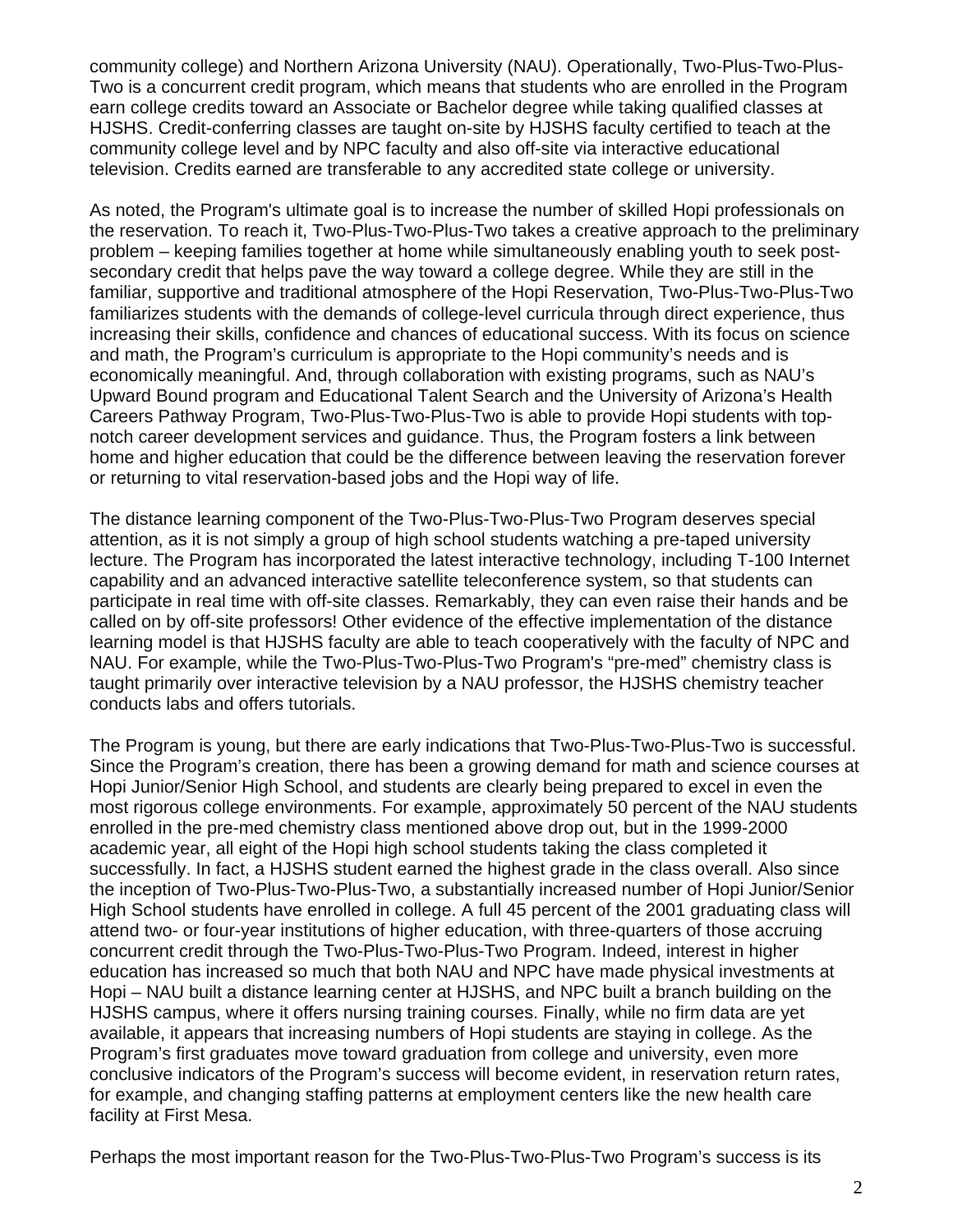community college) and Northern Arizona University (NAU). Operationally, Two-Plus-Two-Plus-Two is a concurrent credit program, which means that students who are enrolled in the Program earn college credits toward an Associate or Bachelor degree while taking qualified classes at HJSHS. Credit-conferring classes are taught on-site by HJSHS faculty certified to teach at the community college level and by NPC faculty and also off-site via interactive educational television. Credits earned are transferable to any accredited state college or university.

As noted, the Program's ultimate goal is to increase the number of skilled Hopi professionals on the reservation. To reach it, Two-Plus-Two-Plus-Two takes a creative approach to the preliminary problem – keeping families together at home while simultaneously enabling youth to seek post-secondary credit that helps pave the way toward a college degree. While they are still in the familiar, supportive and traditional atmosphere of the Hopi Reservation, Two-Plus-Two-Plus-Two familiarizes students with the demands of college-level curricula through direct experience, thus increasing their skills, confidence and chances of educational success. With its focus on science and math, the Program's curriculum is appropriate to the Hopi community's needs and is economically meaningful. And, through collaboration with existing programs, such as NAU's Upward Bound program and Educational Talent Search and the University of Arizona's Health Careers Pathway Program, Two-Plus-Two-Plus-Two is able to provide Hopi students with top-notch career development services and guidance. Thus, the Program fosters a link between home and higher education that could be the difference between leaving the reservation forever or returning to vital reservation-based jobs and the Hopi way of life.

The distance learning component of the Two-Plus-Two-Plus-Two Program deserves special attention, as it is not simply a group of high school students watching a pre-taped university lecture. The Program has incorporated the latest interactive technology, including T-100 Internet capability and an advanced interactive satellite teleconference system, so that students can participate in real time with off-site classes. Remarkably, they can even raise their hands and be called on by off-site professors! Other evidence of the effective implementation of the distance learning model is that HJSHS faculty are able to teach cooperatively with the faculty of NPC and NAU. For example, while the Two-Plus-Two-Plus-Two Program's "pre-med" chemistry class is taught primarily over interactive television by a NAU professor, the HJSHS chemistry teacher conducts labs and offers tutorials.

The Program is young, but there are early indications that Two-Plus-Two-Plus-Two is successful. Since the Program's creation, there has been a growing demand for math and science courses at Hopi Junior/Senior High School, and students are clearly being prepared to excel in even the most rigorous college environments. For example, approximately 50 percent of the NAU students enrolled in the pre-med chemistry class mentioned above drop out, but in the 1999-2000 academic year, all eight of the Hopi high school students taking the class completed it successfully. In fact, a HJSHS student earned the highest grade in the class overall. Also since the inception of Two-Plus-Two-Plus-Two, a substantially increased number of Hopi Junior/Senior High School students have enrolled in college. A full 45 percent of the 2001 graduating class will attend two- or four-year institutions of higher education, with three-quarters of those accruing concurrent credit through the Two-Plus-Two-Plus-Two Program. Indeed, interest in higher education has increased so much that both NAU and NPC have made physical investments at Hopi – NAU built a distance learning center at HJSHS, and NPC built a branch building on the HJSHS campus, where it offers nursing training courses. Finally, while no firm data are yet available, it appears that increasing numbers of Hopi students are staying in college. As the Program's first graduates move toward graduation from college and university, even more conclusive indicators of the Program's success will become evident, in reservation return rates, for example, and changing staffing patterns at employment centers like the new health care facility at First Mesa.

Perhaps the most important reason for the Two-Plus-Two-Plus-Two Program's success is its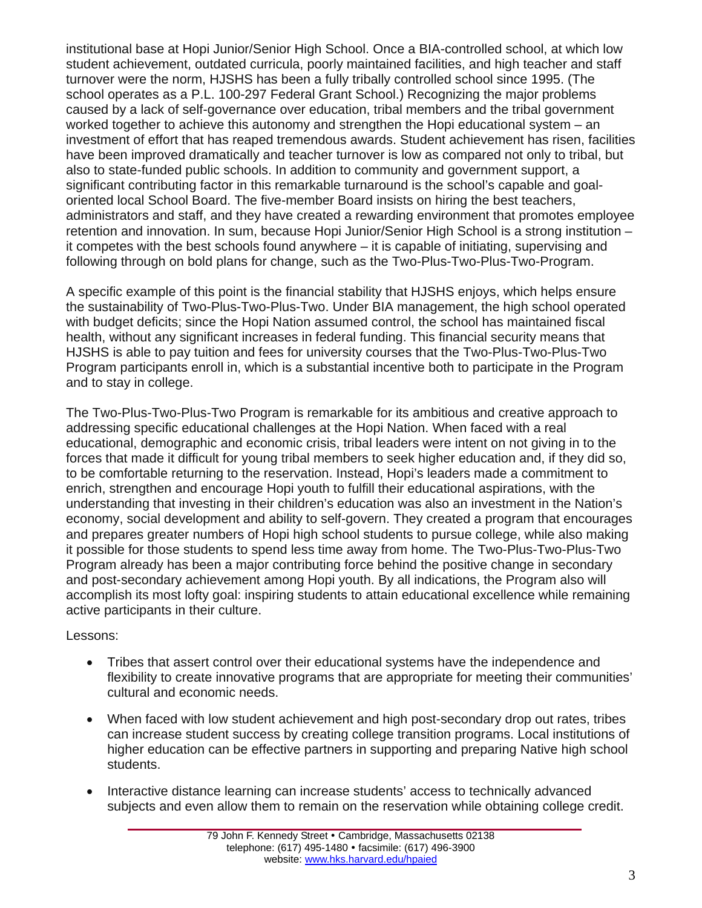institutional base at Hopi Junior/Senior High School. Once a BIA-controlled school, at which low student achievement, outdated curricula, poorly maintained facilities, and high teacher and staff turnover were the norm, HJSHS has been a fully tribally controlled school since 1995. (The school operates as a P.L. 100-297 Federal Grant School.) Recognizing the major problems caused by a lack of self-governance over education, tribal members and the tribal government worked together to achieve this autonomy and strengthen the Hopi educational system – an investment of effort that has reaped tremendous awards. Student achievement has risen, facilities have been improved dramatically and teacher turnover is low as compared not only to tribal, but also to state-funded public schools. In addition to community and government support, a significant contributing factor in this remarkable turnaround is the school's capable and goal-oriented local School Board. The five-member Board insists on hiring the best teachers, administrators and staff, and they have created a rewarding environment that promotes employee retention and innovation. In sum, because Hopi Junior/Senior High School is a strong institution – it competes with the best schools found anywhere – it is capable of initiating, supervising and following through on bold plans for change, such as the Two-Plus-Two-Plus-Two-Program.

A specific example of this point is the financial stability that HJSHS enjoys, which helps ensure the sustainability of Two-Plus-Two-Plus-Two. Under BIA management, the high school operated with budget deficits; since the Hopi Nation assumed control, the school has maintained fiscal health, without any significant increases in federal funding. This financial security means that HJSHS is able to pay tuition and fees for university courses that the Two-Plus-Two-Plus-Two Program participants enroll in, which is a substantial incentive both to participate in the Program and to stay in college.

The Two-Plus-Two-Plus-Two Program is remarkable for its ambitious and creative approach to addressing specific educational challenges at the Hopi Nation. When faced with a real educational, demographic and economic crisis, tribal leaders were intent on not giving in to the forces that made it difficult for young tribal members to seek higher education and, if they did so, to be comfortable returning to the reservation. Instead, Hopi's leaders made a commitment to enrich, strengthen and encourage Hopi youth to fulfill their educational aspirations, with the understanding that investing in their children's education was also an investment in the Nation's economy, social development and ability to self-govern. They created a program that encourages and prepares greater numbers of Hopi high school students to pursue college, while also making it possible for those students to spend less time away from home. The Two-Plus-Two-Plus-Two Program already has been a major contributing force behind the positive change in secondary and post-secondary achievement among Hopi youth. By all indications, the Program also will accomplish its most lofty goal: inspiring students to attain educational excellence while remaining active participants in their culture.

Lessons:

- Tribes that assert control over their educational systems have the independence and flexibility to create innovative programs that are appropriate for meeting their communities' cultural and economic needs.
- When faced with low student achievement and high post-secondary drop out rates, tribes can increase student success by creating college transition programs. Local institutions of higher education can be effective partners in supporting and preparing Native high school students.
- Interactive distance learning can increase students' access to technically advanced subjects and even allow them to remain on the reservation while obtaining college credit.

79 John F. Kennedy Street • Cambridge, Massachusetts 02138
telephone: (617) 495-1480 • facsimile: (617) 496-3900
website: www.hks.harvard.edu/hpaied